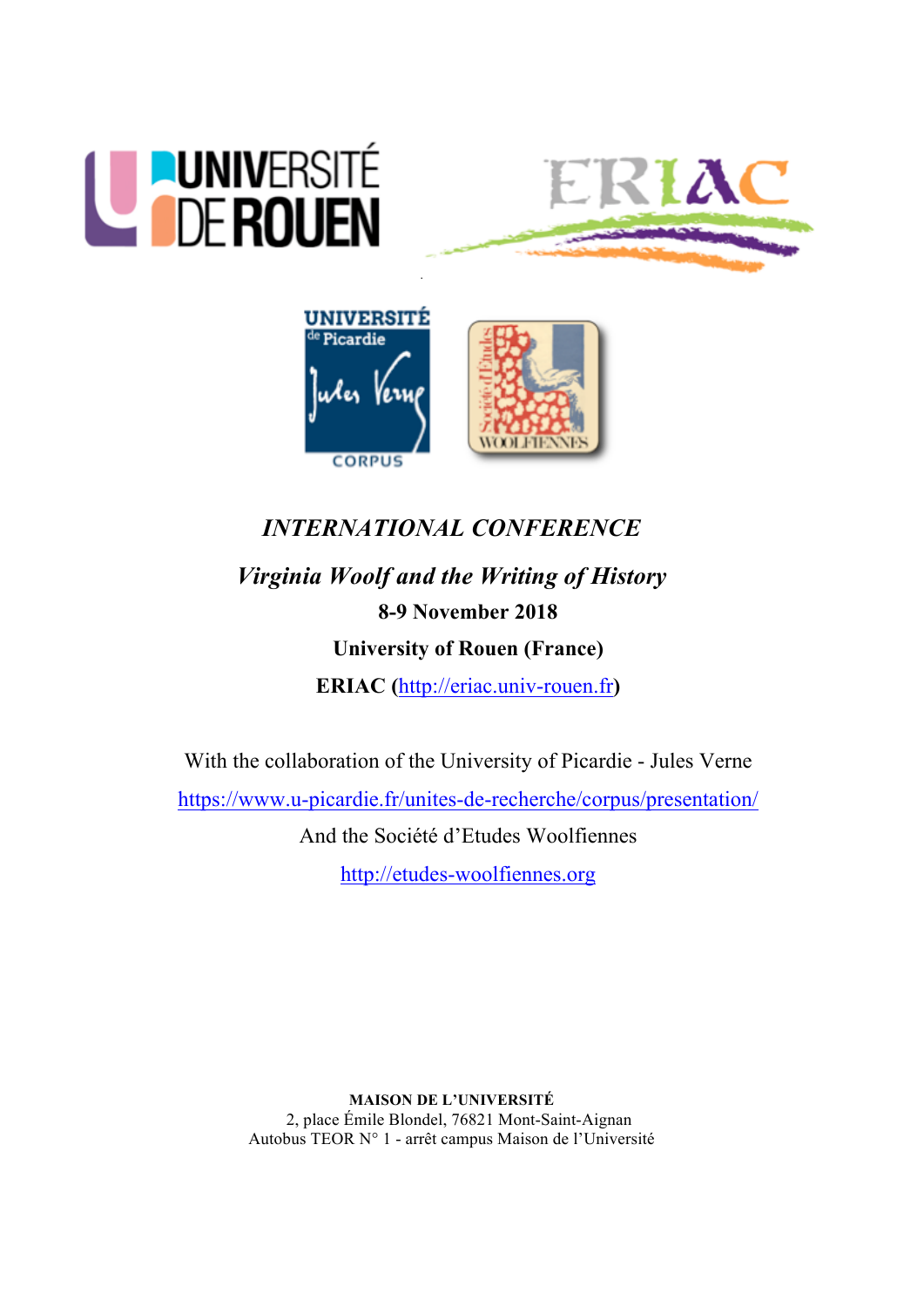# *INTERNATIONAL CONFERENCE*

## *Virginia Woolf and the Writing of History*

**8-9 November 2018**

**University of Rouen (France)**

**ERIAC (http://eriac.univ-rouen.fr)**

With the collaboration of the University of Picardie - Jules Verne

https://www.u-picardie.fr/unites-de-recherche/corpus/presentation/

And the Société d'Etudes Woolfiennes

http://etudes-woolfiennes.org

**MAISON DE L'UNIVERSITÉ**
2, place Émile Blondel, 76821 Mont-Saint-Aignan
Autobus TEOR N° 1 - arrêt campus Maison de l'Université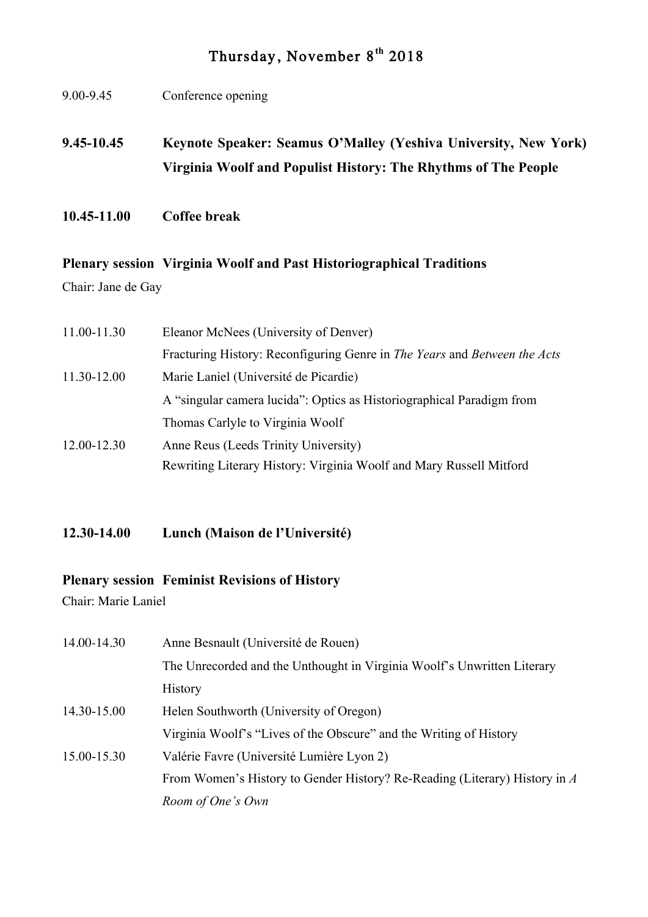# Thursday, November 8th 2018

9.00-9.45 Conference opening

**9.45-10.45 Keynote Speaker: Seamus O'Malley (Yeshiva University, New York)**
**Virginia Woolf and Populist History: The Rhythms of The People**

**10.45-11.00 Coffee break**

**Plenary session Virginia Woolf and Past Historiographical Traditions**

Chair: Jane de Gay

11.00-11.30 Eleanor McNees (University of Denver)
Fracturing History: Reconfiguring Genre in *The Years* and *Between the Acts*

11.30-12.00 Marie Laniel (Université de Picardie)
A "singular camera lucida": Optics as Historiographical Paradigm from Thomas Carlyle to Virginia Woolf

12.00-12.30 Anne Reus (Leeds Trinity University)
Rewriting Literary History: Virginia Woolf and Mary Russell Mitford

**12.30-14.00 Lunch (Maison de l'Université)**

**Plenary session Feminist Revisions of History**

Chair: Marie Laniel

14.00-14.30 Anne Besnault (Université de Rouen)
The Unrecorded and the Unthought in Virginia Woolf's Unwritten Literary History

14.30-15.00 Helen Southworth (University of Oregon)
Virginia Woolf's "Lives of the Obscure" and the Writing of History

15.00-15.30 Valérie Favre (Université Lumière Lyon 2)
From Women's History to Gender History? Re-Reading (Literary) History in *A Room of One's Own*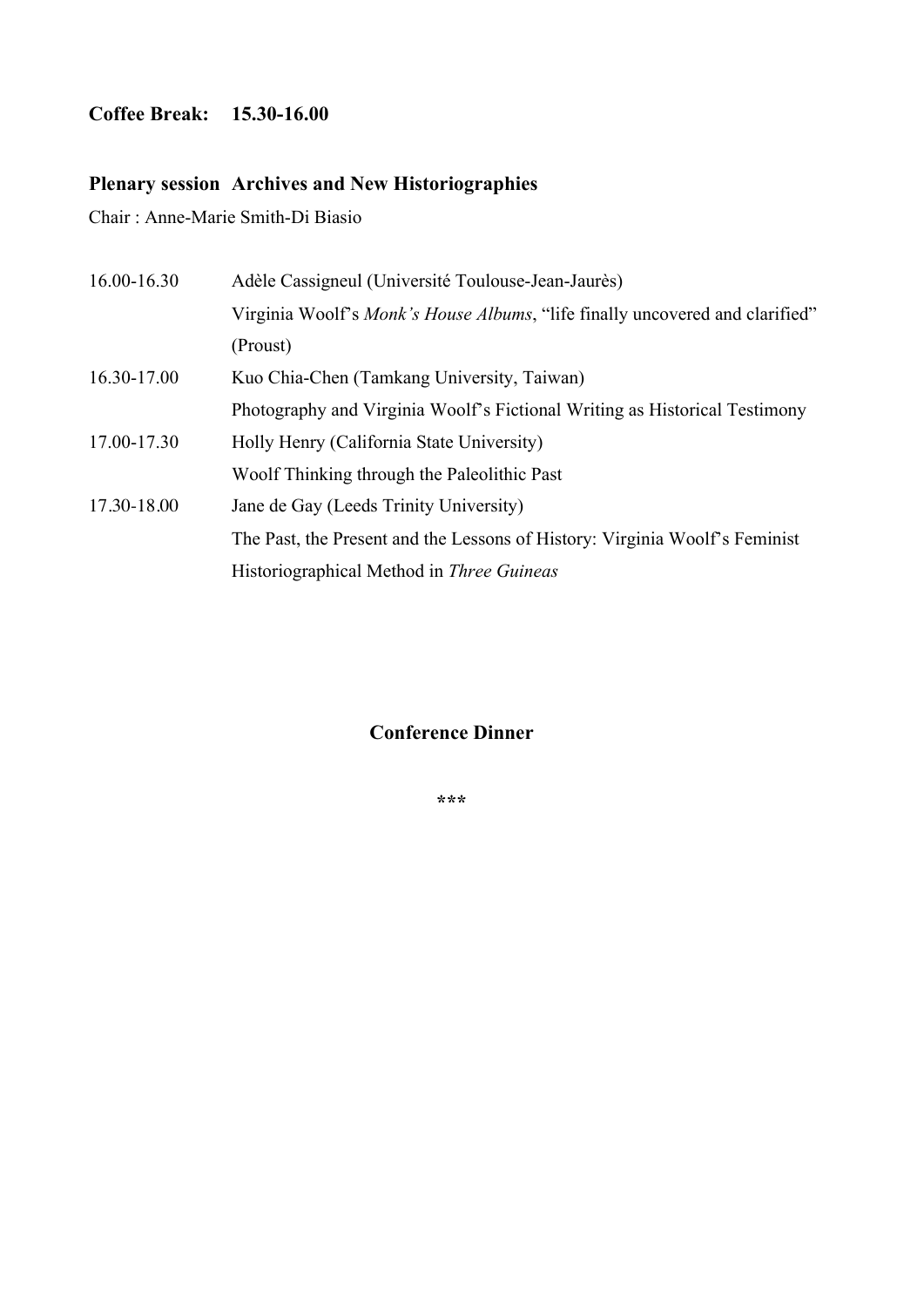**Coffee Break: 15.30-16.00**

**Plenary session Archives and New Historiographies**

Chair : Anne-Marie Smith-Di Biasio

| | |
|---|---|
| 16.00-16.30 | Adèle Cassigneul (Université Toulouse-Jean-Jaurès)<br>Virginia Woolf's *Monk's House Albums*, "life finally uncovered and clarified" (Proust) |
| 16.30-17.00 | Kuo Chia-Chen (Tamkang University, Taiwan)<br>Photography and Virginia Woolf's Fictional Writing as Historical Testimony |
| 17.00-17.30 | Holly Henry (California State University)<br>Woolf Thinking through the Paleolithic Past |
| 17.30-18.00 | Jane de Gay (Leeds Trinity University)<br>The Past, the Present and the Lessons of History: Virginia Woolf's Feminist Historiographical Method in *Three Guineas* |

**Conference Dinner**

***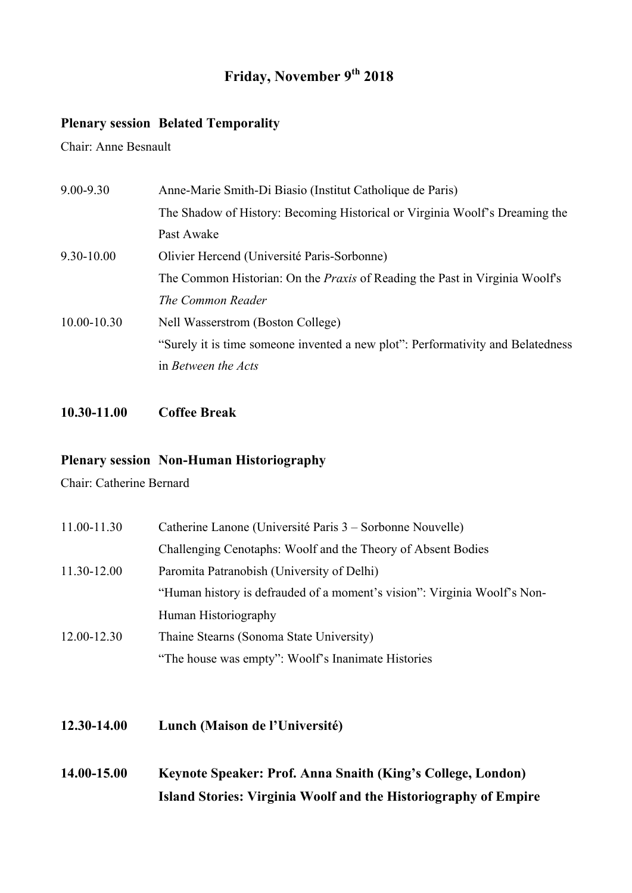# Friday, November 9th 2018

**Plenary session Belated Temporality**

Chair: Anne Besnault

| | |
|---|---|
| 9.00-9.30 | Anne-Marie Smith-Di Biasio (Institut Catholique de Paris)<br>The Shadow of History: Becoming Historical or Virginia Woolf's Dreaming the Past Awake |
| 9.30-10.00 | Olivier Hercend (Université Paris-Sorbonne)<br>The Common Historian: On the *Praxis* of Reading the Past in Virginia Woolf's *The Common Reader* |
| 10.00-10.30 | Nell Wasserstrom (Boston College)<br>"Surely it is time someone invented a new plot": Performativity and Belatedness in *Between the Acts* |

**10.30-11.00 Coffee Break**

**Plenary session Non-Human Historiography**

Chair: Catherine Bernard

| | |
|---|---|
| 11.00-11.30 | Catherine Lanone (Université Paris 3 – Sorbonne Nouvelle)<br>Challenging Cenotaphs: Woolf and the Theory of Absent Bodies |
| 11.30-12.00 | Paromita Patranobish (University of Delhi)<br>"Human history is defrauded of a moment's vision": Virginia Woolf's Non-Human Historiography |
| 12.00-12.30 | Thaine Stearns (Sonoma State University)<br>"The house was empty": Woolf's Inanimate Histories |

**12.30-14.00 Lunch (Maison de l'Université)**

**14.00-15.00 Keynote Speaker: Prof. Anna Snaith (King's College, London)**
**Island Stories: Virginia Woolf and the Historiography of Empire**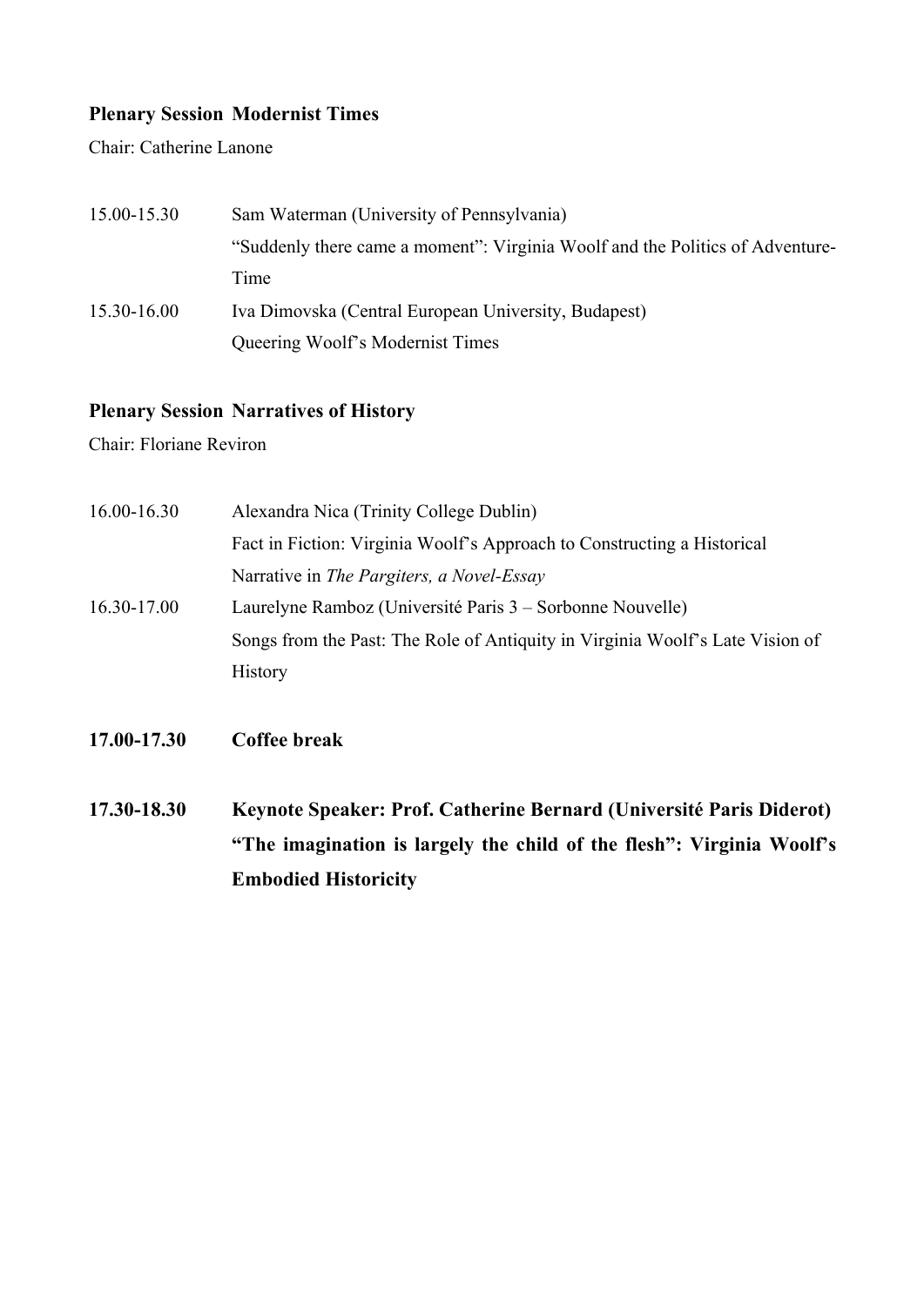**Plenary Session Modernist Times**

Chair: Catherine Lanone

15.00-15.30 Sam Waterman (University of Pennsylvania)
"Suddenly there came a moment": Virginia Woolf and the Politics of Adventure-Time

15.30-16.00 Iva Dimovska (Central European University, Budapest)
Queering Woolf's Modernist Times

**Plenary Session Narratives of History**

Chair: Floriane Reviron

16.00-16.30 Alexandra Nica (Trinity College Dublin)
Fact in Fiction: Virginia Woolf's Approach to Constructing a Historical Narrative in *The Pargiters, a Novel-Essay*

16.30-17.00 Laurelyne Ramboz (Université Paris 3 – Sorbonne Nouvelle)
Songs from the Past: The Role of Antiquity in Virginia Woolf's Late Vision of History

**17.00-17.30 Coffee break**

**17.30-18.30 Keynote Speaker: Prof. Catherine Bernard (Université Paris Diderot)**
**"The imagination is largely the child of the flesh": Virginia Woolf's Embodied Historicity**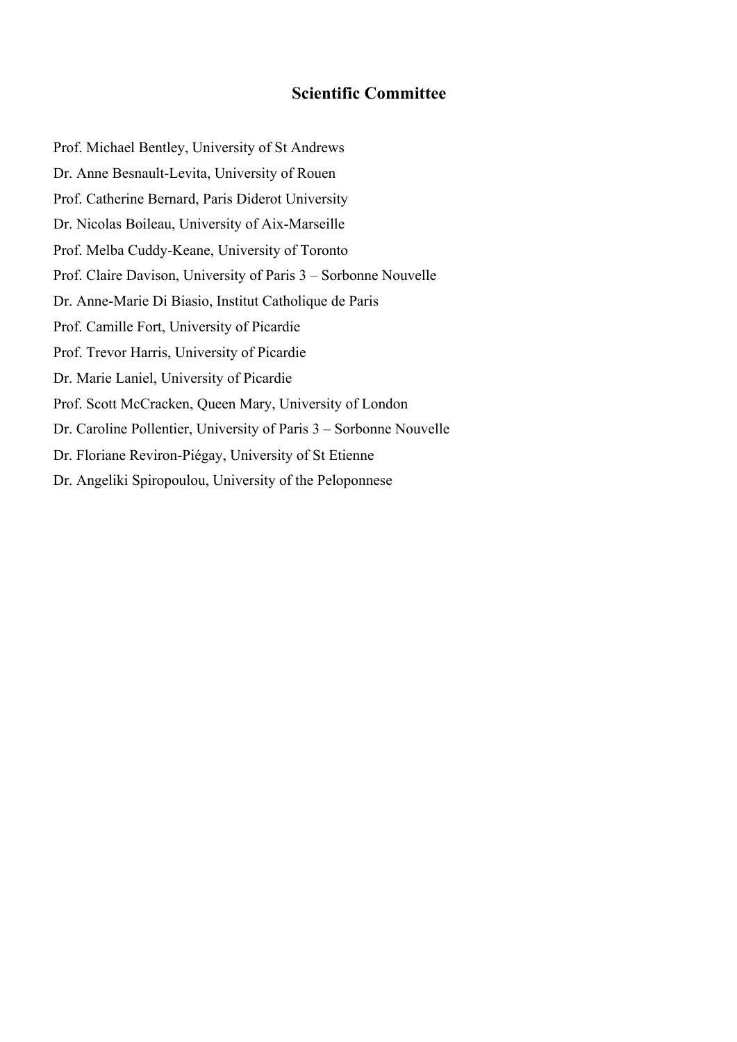## Scientific Committee

Prof. Michael Bentley, University of St Andrews

Dr. Anne Besnault-Levita, University of Rouen

Prof. Catherine Bernard, Paris Diderot University

Dr. Nicolas Boileau, University of Aix-Marseille

Prof. Melba Cuddy-Keane, University of Toronto

Prof. Claire Davison, University of Paris 3 – Sorbonne Nouvelle

Dr. Anne-Marie Di Biasio, Institut Catholique de Paris

Prof. Camille Fort, University of Picardie

Prof. Trevor Harris, University of Picardie

Dr. Marie Laniel, University of Picardie

Prof. Scott McCracken, Queen Mary, University of London

Dr. Caroline Pollentier, University of Paris 3 – Sorbonne Nouvelle

Dr. Floriane Reviron-Piégay, University of St Etienne

Dr. Angeliki Spiropoulou, University of the Peloponnese